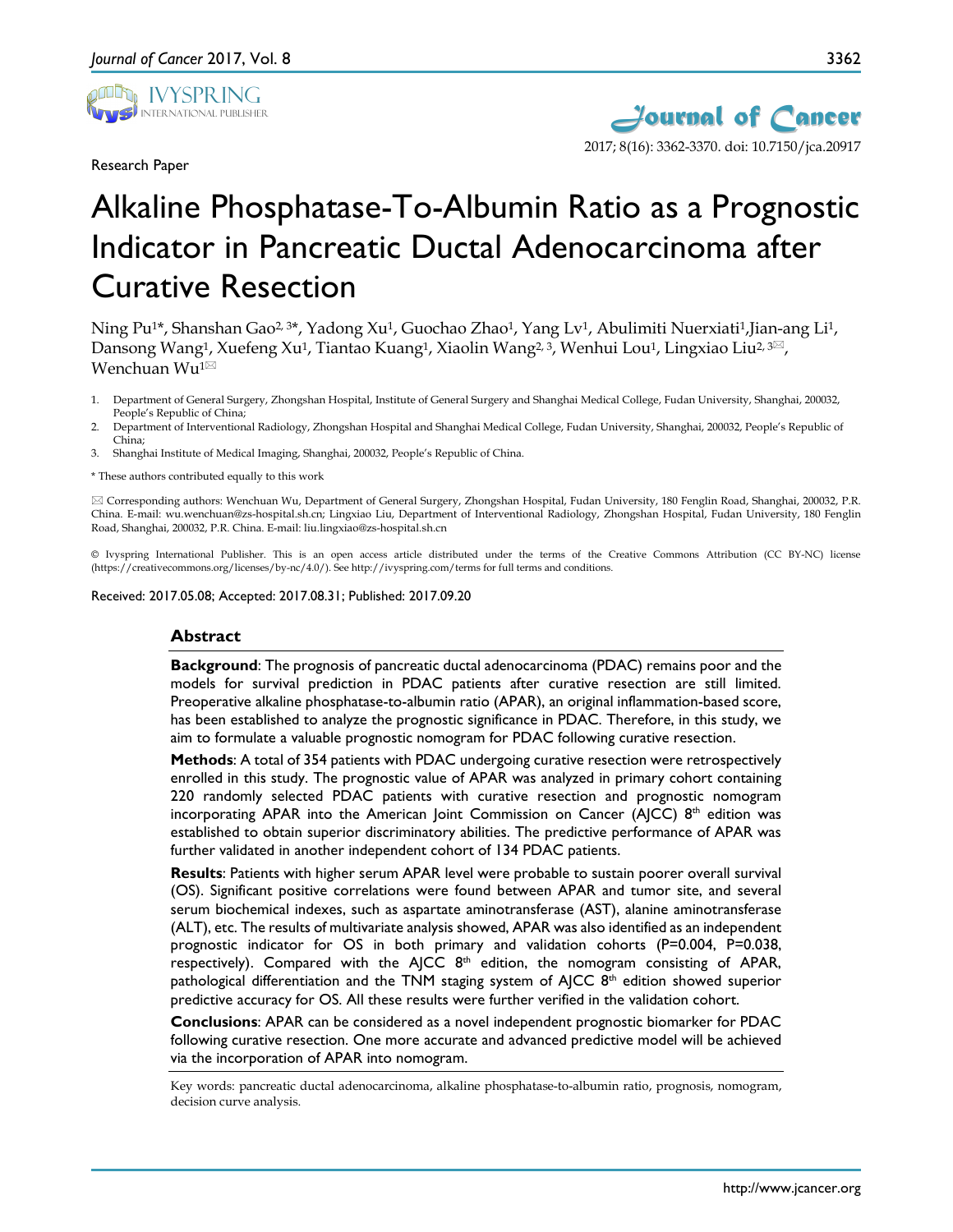Research Paper

# Alkaline Phosphatase-To-Albumin Ratio as a Prognostic Indicator in Pancreatic Ductal Adenocarcinoma after Curative Resection

Ning Pu[1*], Shanshan Gao[2,3*], Yadong Xu[1], Guochao Zhao[1], Yang Lv[1], Abulimiti Nuerxiati[1], Jian-ang Li[1], Dansong Wang[1], Xuefeng Xu[1], Tiantao Kuang[1], Xiaolin Wang[2,3], Wenhui Lou[1], Lingxiao Liu[2,3]✉, Wenchuan Wu[1]✉

1. Department of General Surgery, Zhongshan Hospital, Institute of General Surgery and Shanghai Medical College, Fudan University, Shanghai, 200032, People's Republic of China;
2. Department of Interventional Radiology, Zhongshan Hospital and Shanghai Medical College, Fudan University, Shanghai, 200032, People's Republic of China;
3. Shanghai Institute of Medical Imaging, Shanghai, 200032, People's Republic of China.

\* These authors contributed equally to this work

✉ Corresponding authors: Wenchuan Wu, Department of General Surgery, Zhongshan Hospital, Fudan University, 180 Fenglin Road, Shanghai, 200032, P.R. China. E-mail: wu.wenchuan@zs-hospital.sh.cn; Lingxiao Liu, Department of Interventional Radiology, Zhongshan Hospital, Fudan University, 180 Fenglin Road, Shanghai, 200032, P.R. China. E-mail: liu.lingxiao@zs-hospital.sh.cn

© Ivyspring International Publisher. This is an open access article distributed under the terms of the Creative Commons Attribution (CC BY-NC) license (https://creativecommons.org/licenses/by-nc/4.0/). See http://ivyspring.com/terms for full terms and conditions.

Received: 2017.05.08; Accepted: 2017.08.31; Published: 2017.09.20

## Abstract

**Background**: The prognosis of pancreatic ductal adenocarcinoma (PDAC) remains poor and the models for survival prediction in PDAC patients after curative resection are still limited. Preoperative alkaline phosphatase-to-albumin ratio (APAR), an original inflammation-based score, has been established to analyze the prognostic significance in PDAC. Therefore, in this study, we aim to formulate a valuable prognostic nomogram for PDAC following curative resection.

**Methods**: A total of 354 patients with PDAC undergoing curative resection were retrospectively enrolled in this study. The prognostic value of APAR was analyzed in primary cohort containing 220 randomly selected PDAC patients with curative resection and prognostic nomogram incorporating APAR into the American Joint Commission on Cancer (AJCC) 8th edition was established to obtain superior discriminatory abilities. The predictive performance of APAR was further validated in another independent cohort of 134 PDAC patients.

**Results**: Patients with higher serum APAR level were probable to sustain poorer overall survival (OS). Significant positive correlations were found between APAR and tumor site, and several serum biochemical indexes, such as aspartate aminotransferase (AST), alanine aminotransferase (ALT), etc. The results of multivariate analysis showed, APAR was also identified as an independent prognostic indicator for OS in both primary and validation cohorts ($P=0.004$, $P=0.038$, respectively). Compared with the AJCC 8th edition, the nomogram consisting of APAR, pathological differentiation and the TNM staging system of AJCC 8th edition showed superior predictive accuracy for OS. All these results were further verified in the validation cohort.

**Conclusions**: APAR can be considered as a novel independent prognostic biomarker for PDAC following curative resection. One more accurate and advanced predictive model will be achieved via the incorporation of APAR into nomogram.

Key words: pancreatic ductal adenocarcinoma, alkaline phosphatase-to-albumin ratio, prognosis, nomogram, decision curve analysis.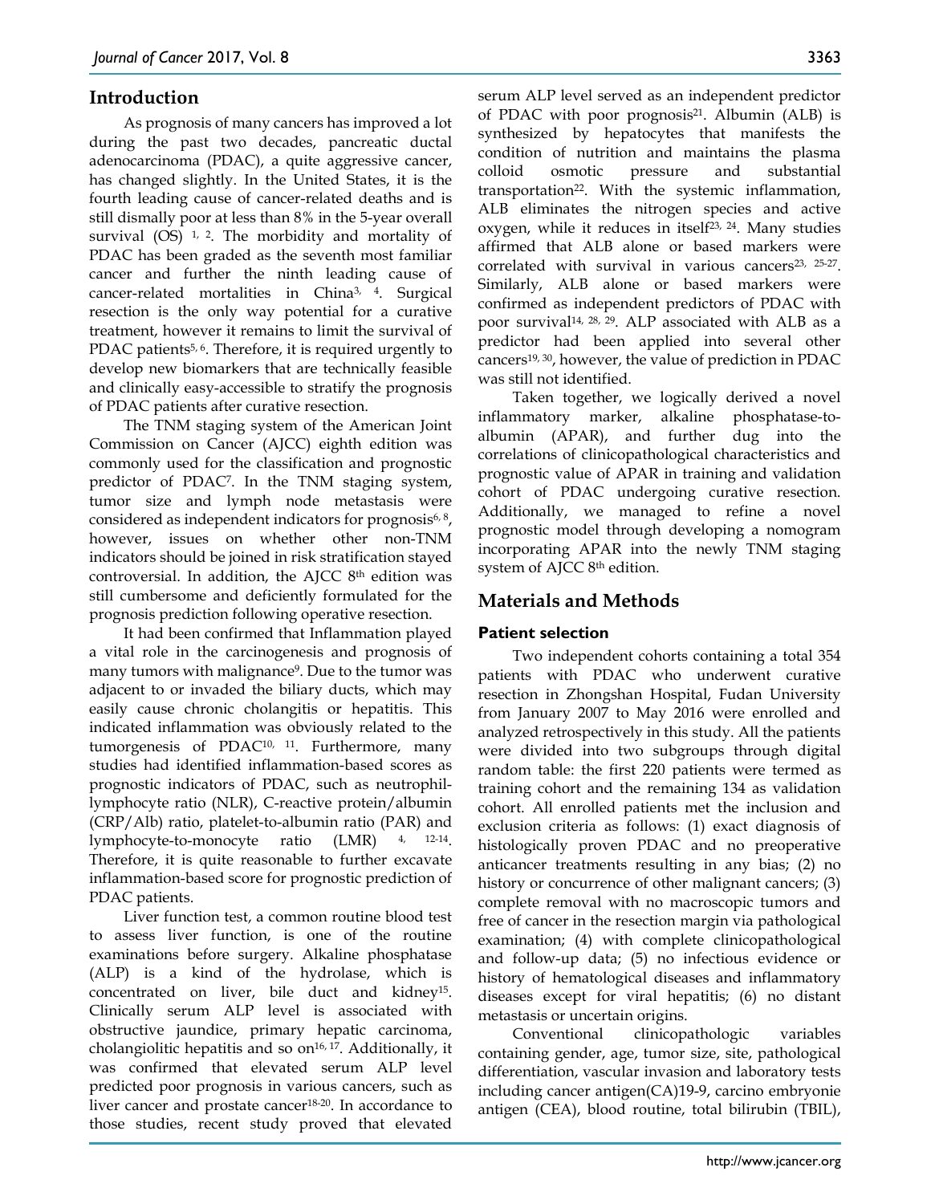## Introduction

As prognosis of many cancers has improved a lot during the past two decades, pancreatic ductal adenocarcinoma (PDAC), a quite aggressive cancer, has changed slightly. In the United States, it is the fourth leading cause of cancer-related deaths and is still dismally poor at less than 8% in the 5-year overall survival (OS) [1, 2]. The morbidity and mortality of PDAC has been graded as the seventh most familiar cancer and further the ninth leading cause of cancer-related mortalities in China[3, 4]. Surgical resection is the only way potential for a curative treatment, however it remains to limit the survival of PDAC patients[5, 6]. Therefore, it is required urgently to develop new biomarkers that are technically feasible and clinically easy-accessible to stratify the prognosis of PDAC patients after curative resection.

The TNM staging system of the American Joint Commission on Cancer (AJCC) eighth edition was commonly used for the classification and prognostic predictor of PDAC[7]. In the TNM staging system, tumor size and lymph node metastasis were considered as independent indicators for prognosis[6, 8], however, issues on whether other non-TNM indicators should be joined in risk stratification stayed controversial. In addition, the AJCC 8th edition was still cumbersome and deficiently formulated for the prognosis prediction following operative resection.

It had been confirmed that Inflammation played a vital role in the carcinogenesis and prognosis of many tumors with malignance[9]. Due to the tumor was adjacent to or invaded the biliary ducts, which may easily cause chronic cholangitis or hepatitis. This indicated inflammation was obviously related to the tumorgenesis of PDAC[10, 11]. Furthermore, many studies had identified inflammation-based scores as prognostic indicators of PDAC, such as neutrophil-lymphocyte ratio (NLR), C-reactive protein/albumin (CRP/Alb) ratio, platelet-to-albumin ratio (PAR) and lymphocyte-to-monocyte ratio (LMR) [4, 12-14]. Therefore, it is quite reasonable to further excavate inflammation-based score for prognostic prediction of PDAC patients.

Liver function test, a common routine blood test to assess liver function, is one of the routine examinations before surgery. Alkaline phosphatase (ALP) is a kind of the hydrolase, which is concentrated on liver, bile duct and kidney[15]. Clinically serum ALP level is associated with obstructive jaundice, primary hepatic carcinoma, cholangiolitic hepatitis and so on[16, 17]. Additionally, it was confirmed that elevated serum ALP level predicted poor prognosis in various cancers, such as liver cancer and prostate cancer[18-20]. In accordance to those studies, recent study proved that elevated serum ALP level served as an independent predictor of PDAC with poor prognosis[21]. Albumin (ALB) is synthesized by hepatocytes that manifests the condition of nutrition and maintains the plasma colloid osmotic pressure and substantial transportation[22]. With the systemic inflammation, ALB eliminates the nitrogen species and active oxygen, while it reduces in itself[23, 24]. Many studies affirmed that ALB alone or based markers were correlated with survival in various cancers[23, 25-27]. Similarly, ALB alone or based markers were confirmed as independent predictors of PDAC with poor survival[14, 28, 29]. ALP associated with ALB as a predictor had been applied into several other cancers[19, 30], however, the value of prediction in PDAC was still not identified.

Taken together, we logically derived a novel inflammatory marker, alkaline phosphatase-to-albumin (APAR), and further dug into the correlations of clinicopathological characteristics and prognostic value of APAR in training and validation cohort of PDAC undergoing curative resection. Additionally, we managed to refine a novel prognostic model through developing a nomogram incorporating APAR into the newly TNM staging system of AJCC 8th edition.

## Materials and Methods

### Patient selection

Two independent cohorts containing a total 354 patients with PDAC who underwent curative resection in Zhongshan Hospital, Fudan University from January 2007 to May 2016 were enrolled and analyzed retrospectively in this study. All the patients were divided into two subgroups through digital random table: the first 220 patients were termed as training cohort and the remaining 134 as validation cohort. All enrolled patients met the inclusion and exclusion criteria as follows: (1) exact diagnosis of histologically proven PDAC and no preoperative anticancer treatments resulting in any bias; (2) no history or concurrence of other malignant cancers; (3) complete removal with no macroscopic tumors and free of cancer in the resection margin via pathological examination; (4) with complete clinicopathological and follow-up data; (5) no infectious evidence or history of hematological diseases and inflammatory diseases except for viral hepatitis; (6) no distant metastasis or uncertain origins.

Conventional clinicopathologic variables containing gender, age, tumor size, site, pathological differentiation, vascular invasion and laboratory tests including cancer antigen(CA)19-9, carcino embryonie antigen (CEA), blood routine, total bilirubin (TBIL),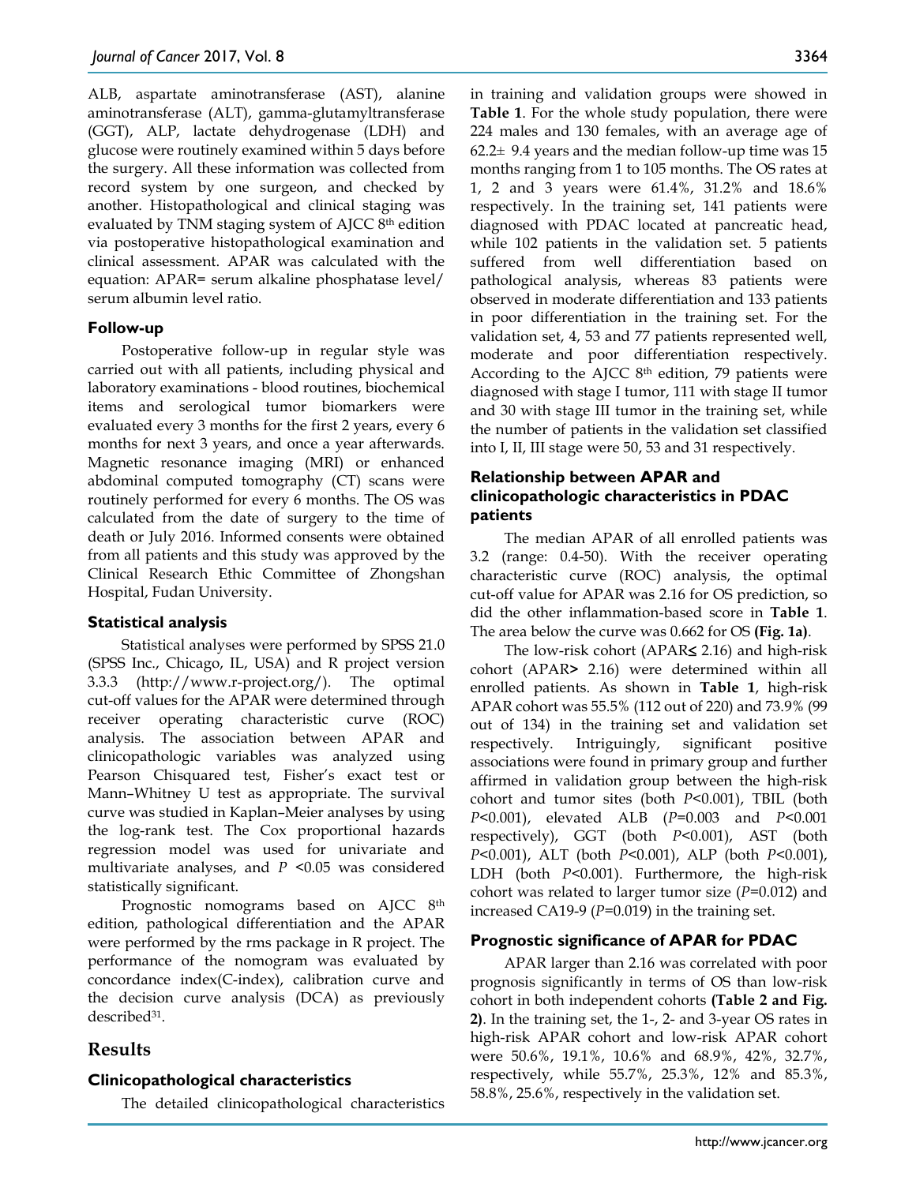ALB, aspartate aminotransferase (AST), alanine aminotransferase (ALT), gamma-glutamyltransferase (GGT), ALP, lactate dehydrogenase (LDH) and glucose were routinely examined within 5 days before the surgery. All these information was collected from record system by one surgeon, and checked by another. Histopathological and clinical staging was evaluated by TNM staging system of AJCC 8th edition via postoperative histopathological examination and clinical assessment. APAR was calculated with the equation: APAR= serum alkaline phosphatase level/ serum albumin level ratio.

### Follow-up

Postoperative follow-up in regular style was carried out with all patients, including physical and laboratory examinations - blood routines, biochemical items and serological tumor biomarkers were evaluated every 3 months for the first 2 years, every 6 months for next 3 years, and once a year afterwards. Magnetic resonance imaging (MRI) or enhanced abdominal computed tomography (CT) scans were routinely performed for every 6 months. The OS was calculated from the date of surgery to the time of death or July 2016. Informed consents were obtained from all patients and this study was approved by the Clinical Research Ethic Committee of Zhongshan Hospital, Fudan University.

### Statistical analysis

Statistical analyses were performed by SPSS 21.0 (SPSS Inc., Chicago, IL, USA) and R project version 3.3.3 (http://www.r-project.org/). The optimal cut-off values for the APAR were determined through receiver operating characteristic curve (ROC) analysis. The association between APAR and clinicopathologic variables was analyzed using Pearson Chisquared test, Fisher's exact test or Mann–Whitney U test as appropriate. The survival curve was studied in Kaplan–Meier analyses by using the log-rank test. The Cox proportional hazards regression model was used for univariate and multivariate analyses, and $P$ <0.05 was considered statistically significant.

Prognostic nomograms based on AJCC 8th edition, pathological differentiation and the APAR were performed by the rms package in R project. The performance of the nomogram was evaluated by concordance index(C-index), calibration curve and the decision curve analysis (DCA) as previously described[31].

## Results

### Clinicopathological characteristics

The detailed clinicopathological characteristics in training and validation groups were showed in **Table 1**. For the whole study population, there were 224 males and 130 females, with an average age of 62.2± 9.4 years and the median follow-up time was 15 months ranging from 1 to 105 months. The OS rates at 1, 2 and 3 years were 61.4%, 31.2% and 18.6% respectively. In the training set, 141 patients were diagnosed with PDAC located at pancreatic head, while 102 patients in the validation set. 5 patients suffered from well differentiation based on pathological analysis, whereas 83 patients were observed in moderate differentiation and 133 patients in poor differentiation in the training set. For the validation set, 4, 53 and 77 patients represented well, moderate and poor differentiation respectively. According to the AJCC 8th edition, 79 patients were diagnosed with stage I tumor, 111 with stage II tumor and 30 with stage III tumor in the training set, while the number of patients in the validation set classified into I, II, III stage were 50, 53 and 31 respectively.

### Relationship between APAR and clinicopathologic characteristics in PDAC patients

The median APAR of all enrolled patients was 3.2 (range: 0.4-50). With the receiver operating characteristic curve (ROC) analysis, the optimal cut-off value for APAR was 2.16 for OS prediction, so did the other inflammation-based score in **Table 1**. The area below the curve was 0.662 for OS **(Fig. 1a)**.

The low-risk cohort (APAR≤ 2.16) and high-risk cohort (APAR> 2.16) were determined within all enrolled patients. As shown in **Table 1**, high-risk APAR cohort was 55.5% (112 out of 220) and 73.9% (99 out of 134) in the training set and validation set respectively. Intriguingly, significant positive associations were found in primary group and further affirmed in validation group between the high-risk cohort and tumor sites (both $P$<0.001), TBIL (both $P$<0.001), elevated ALB ($P$=0.003 and $P$<0.001 respectively), GGT (both $P$<0.001), AST (both $P$<0.001), ALT (both $P$<0.001), ALP (both $P$<0.001), LDH (both $P$<0.001). Furthermore, the high-risk cohort was related to larger tumor size ($P$=0.012) and increased CA19-9 ($P$=0.019) in the training set.

### Prognostic significance of APAR for PDAC

APAR larger than 2.16 was correlated with poor prognosis significantly in terms of OS than low-risk cohort in both independent cohorts **(Table 2 and Fig. 2)**. In the training set, the 1-, 2- and 3-year OS rates in high-risk APAR cohort and low-risk APAR cohort were 50.6%, 19.1%, 10.6% and 68.9%, 42%, 32.7%, respectively, while 55.7%, 25.3%, 12% and 85.3%, 58.8%, 25.6%, respectively in the validation set.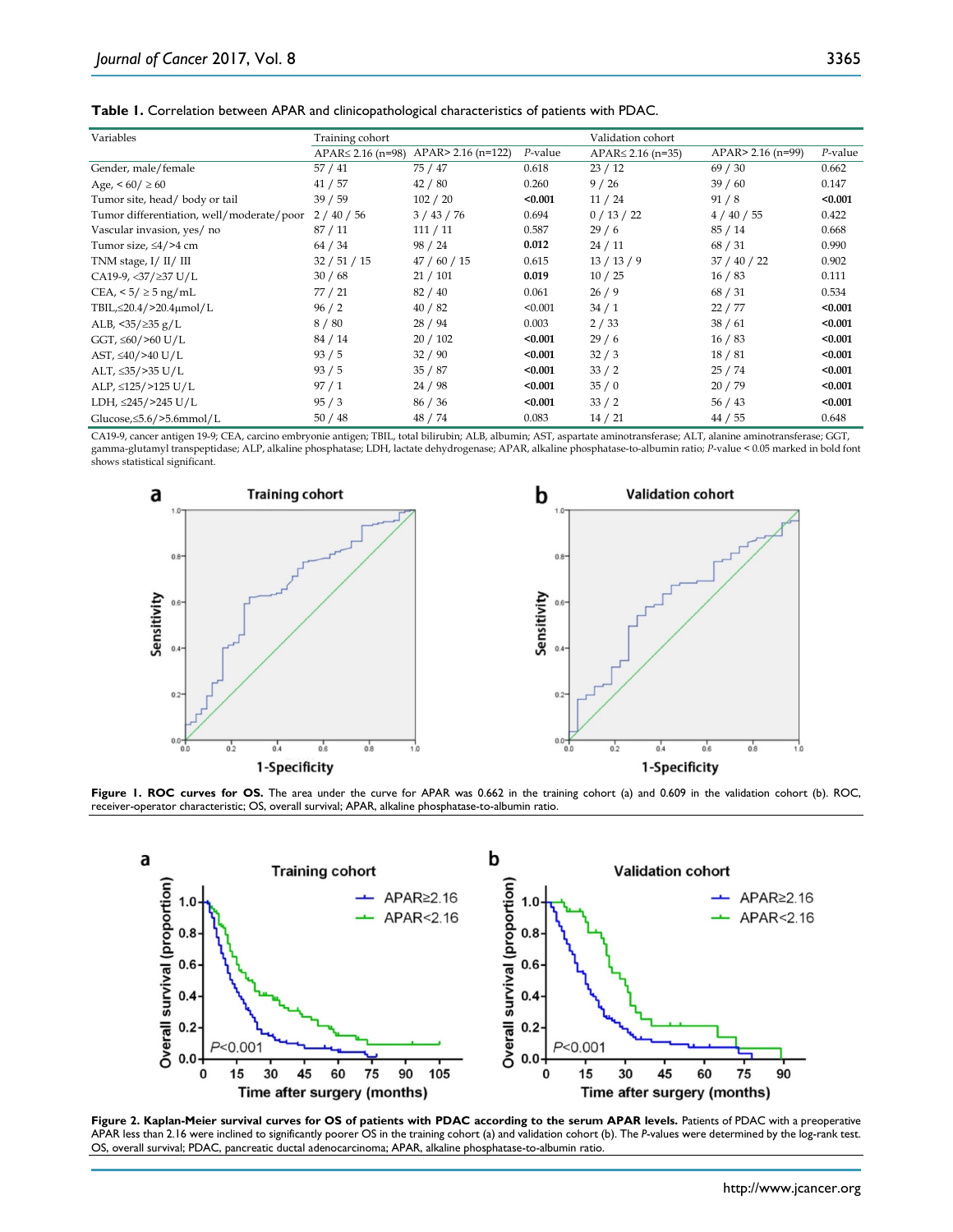**Table 1.** Correlation between APAR and clinicopathological characteristics of patients with PDAC.

| Variables | Training cohort | | | Validation cohort | | |
|---|---|---|---|---|---|---|
| | APAR≤ 2.16 (n=98) | APAR> 2.16 (n=122) | *P*-value | APAR≤ 2.16 (n=35) | APAR> 2.16 (n=99) | *P*-value |
| Gender, male/female | 57 / 41 | 75 / 47 | 0.618 | 23 / 12 | 69 / 30 | 0.662 |
| Age, < 60/ ≥ 60 | 41 / 57 | 42 / 80 | 0.260 | 9 / 26 | 39 / 60 | 0.147 |
| Tumor site, head/ body or tail | 39 / 59 | 102 / 20 | **<0.001** | 11 / 24 | 91 / 8 | **<0.001** |
| Tumor differentiation, well/moderate/poor | 2 / 40 / 56 | 3 / 43 / 76 | 0.694 | 0 / 13 / 22 | 4 / 40 / 55 | 0.422 |
| Vascular invasion, yes/ no | 87 / 11 | 111 / 11 | 0.587 | 29 / 6 | 85 / 14 | 0.668 |
| Tumor size, ≤4/>4 cm | 64 / 34 | 98 / 24 | **0.012** | 24 / 11 | 68 / 31 | 0.990 |
| TNM stage, I/ II/ III | 32 / 51 / 15 | 47 / 60 / 15 | 0.615 | 13 / 13 / 9 | 37 / 40 / 22 | 0.902 |
| CA19-9, <37/≥37 U/L | 30 / 68 | 21 / 101 | **0.019** | 10 / 25 | 16 / 83 | 0.111 |
| CEA, < 5/ ≥ 5 ng/mL | 77 / 21 | 82 / 40 | 0.061 | 26 / 9 | 68 / 31 | 0.534 |
| TBIL,≤20.4/>20.4μmol/L | 96 / 2 | 40 / 82 | <0.001 | 34 / 1 | 22 / 77 | **<0.001** |
| ALB, <35/≥35 g/L | 8 / 80 | 28 / 94 | 0.003 | 2 / 33 | 38 / 61 | **<0.001** |
| GGT, ≤60/>60 U/L | 84 / 14 | 20 / 102 | **<0.001** | 29 / 6 | 16 / 83 | **<0.001** |
| AST, ≤40/>40 U/L | 93 / 5 | 32 / 90 | **<0.001** | 32 / 3 | 18 / 81 | **<0.001** |
| ALT, ≤35/>35 U/L | 93 / 5 | 35 / 87 | **<0.001** | 33 / 2 | 25 / 74 | **<0.001** |
| ALP, ≤125/>125 U/L | 97 / 1 | 24 / 98 | **<0.001** | 35 / 0 | 20 / 79 | **<0.001** |
| LDH, ≤245/>245 U/L | 95 / 3 | 86 / 36 | **<0.001** | 33 / 2 | 56 / 43 | **<0.001** |
| Glucose,≤5.6/>5.6mmol/L | 50 / 48 | 48 / 74 | 0.083 | 14 / 21 | 44 / 55 | 0.648 |

CA19-9, cancer antigen 19-9; CEA, carcino embryonic antigen; TBIL, total bilirubin; ALB, albumin; AST, aspartate aminotransferase; ALT, alanine aminotransferase; GGT, gamma-glutamyl transpeptidase; ALP, alkaline phosphatase; LDH, lactate dehydrogenase; APAR, alkaline phosphatase-to-albumin ratio; *P*-value < 0.05 marked in bold font shows statistical significant.

**Figure 1. ROC curves for OS.** The area under the curve for APAR was 0.662 in the training cohort (a) and 0.609 in the validation cohort (b). ROC, receiver-operator characteristic; OS, overall survival; APAR, alkaline phosphatase-to-albumin ratio.

**Figure 2. Kaplan-Meier survival curves for OS of patients with PDAC according to the serum APAR levels.** Patients of PDAC with a preoperative APAR less than 2.16 were inclined to significantly poorer OS in the training cohort (a) and validation cohort (b). The *P*-values were determined by the log-rank test. OS, overall survival; PDAC, pancreatic ductal adenocarcinoma; APAR, alkaline phosphatase-to-albumin ratio.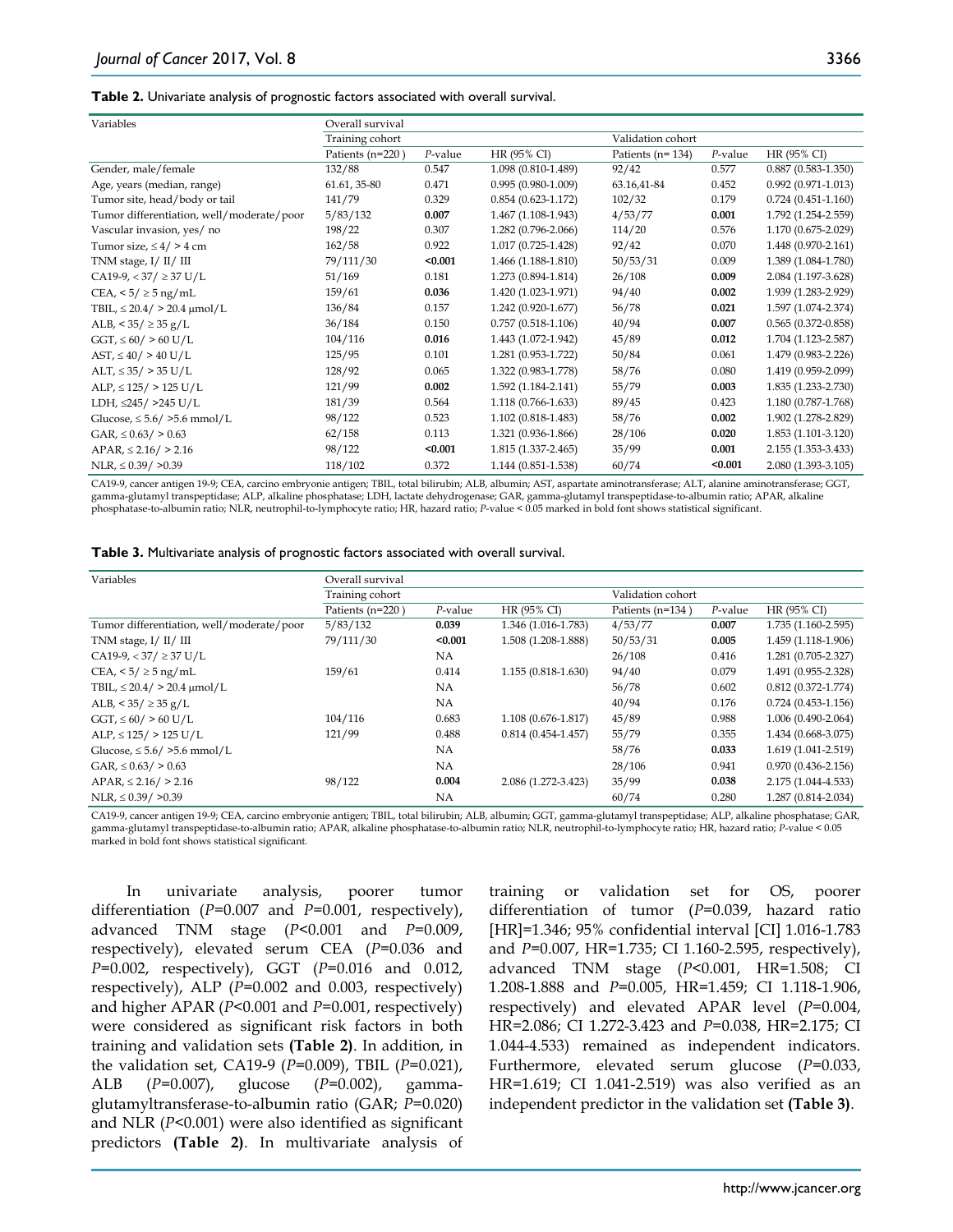**Table 2.** Univariate analysis of prognostic factors associated with overall survival.

| Variables | Overall survival | | | | | |
|---|---|---|---|---|---|---|
| | Training cohort | | | Validation cohort | | |
| | Patients (n=220 ) | *P*-value | HR (95% CI) | Patients (n= 134) | *P*-value | HR (95% CI) |
| Gender, male/female | 132/88 | 0.547 | 1.098 (0.810-1.489) | 92/42 | 0.577 | 0.887 (0.583-1.350) |
| Age, years (median, range) | 61.61, 35-80 | 0.471 | 0.995 (0.980-1.009) | 63.16,41-84 | 0.452 | 0.992 (0.971-1.013) |
| Tumor site, head/body or tail | 141/79 | 0.329 | 0.854 (0.623-1.172) | 102/32 | 0.179 | 0.724 (0.451-1.160) |
| Tumor differentiation, well/moderate/poor | 5/83/132 | **0.007** | 1.467 (1.108-1.943) | 4/53/77 | **0.001** | 1.792 (1.254-2.559) |
| Vascular invasion, yes/ no | 198/22 | 0.307 | 1.282 (0.796-2.066) | 114/20 | 0.576 | 1.170 (0.675-2.029) |
| Tumor size, ≤ 4/ > 4 cm | 162/58 | 0.922 | 1.017 (0.725-1.428) | 92/42 | 0.070 | 1.448 (0.970-2.161) |
| TNM stage, I/ II/ III | 79/111/30 | **<0.001** | 1.466 (1.188-1.810) | 50/53/31 | 0.009 | 1.389 (1.084-1.780) |
| CA19-9, < 37/ ≥ 37 U/L | 51/169 | 0.181 | 1.273 (0.894-1.814) | 26/108 | **0.009** | 2.084 (1.197-3.628) |
| CEA, < 5/ ≥ 5 ng/mL | 159/61 | **0.036** | 1.420 (1.023-1.971) | 94/40 | **0.002** | 1.939 (1.283-2.929) |
| TBIL, ≤ 20.4/ > 20.4 μmol/L | 136/84 | 0.157 | 1.242 (0.920-1.677) | 56/78 | **0.021** | 1.597 (1.074-2.374) |
| ALB, < 35/ ≥ 35 g/L | 36/184 | 0.150 | 0.757 (0.518-1.106) | 40/94 | **0.007** | 0.565 (0.372-0.858) |
| GGT, ≤ 60/ > 60 U/L | 104/116 | **0.016** | 1.443 (1.072-1.942) | 45/89 | **0.012** | 1.704 (1.123-2.587) |
| AST, ≤ 40/ > 40 U/L | 125/95 | 0.101 | 1.281 (0.953-1.722) | 50/84 | 0.061 | 1.479 (0.983-2.226) |
| ALT, ≤ 35/ > 35 U/L | 128/92 | 0.065 | 1.322 (0.983-1.778) | 58/76 | 0.080 | 1.419 (0.959-2.099) |
| ALP, ≤ 125/ > 125 U/L | 121/99 | **0.002** | 1.592 (1.184-2.141) | 55/79 | **0.003** | 1.835 (1.233-2.730) |
| LDH, ≤245/ >245 U/L | 181/39 | 0.564 | 1.118 (0.766-1.633) | 89/45 | 0.423 | 1.180 (0.787-1.768) |
| Glucose, ≤ 5.6/ >5.6 mmol/L | 98/122 | 0.523 | 1.102 (0.818-1.483) | 58/76 | **0.002** | 1.902 (1.278-2.829) |
| GAR, ≤ 0.63/ > 0.63 | 62/158 | 0.113 | 1.321 (0.936-1.866) | 28/106 | **0.020** | 1.853 (1.101-3.120) |
| APAR, ≤ 2.16/ > 2.16 | 98/122 | **<0.001** | 1.815 (1.337-2.465) | 35/99 | **0.001** | 2.155 (1.353-3.433) |
| NLR, ≤ 0.39/ >0.39 | 118/102 | 0.372 | 1.144 (0.851-1.538) | 60/74 | **<0.001** | 2.080 (1.393-3.105) |

CA19-9, cancer antigen 19-9; CEA, carcino embryonic antigen; TBIL, total bilirubin; ALB, albumin; AST, aspartate aminotransferase; ALT, alanine aminotransferase; GGT, gamma-glutamyl transpeptidase; ALP, alkaline phosphatase; LDH, lactate dehydrogenase; GAR, gamma-glutamyl transpeptidase-to-albumin ratio; APAR, alkaline phosphatase-to-albumin ratio; NLR, neutrophil-to-lymphocyte ratio; HR, hazard ratio; *P*-value < 0.05 marked in bold font shows statistical significant.

**Table 3.** Multivariate analysis of prognostic factors associated with overall survival.

| Variables | Overall survival | | | | | |
|---|---|---|---|---|---|---|
| | Training cohort | | | Validation cohort | | |
| | Patients (n=220 ) | *P*-value | HR (95% CI) | Patients (n=134 ) | *P*-value | HR (95% CI) |
| Tumor differentiation, well/moderate/poor | 5/83/132 | **0.039** | 1.346 (1.016-1.783) | 4/53/77 | **0.007** | 1.735 (1.160-2.595) |
| TNM stage, I/ II/ III | 79/111/30 | **<0.001** | 1.508 (1.208-1.888) | 50/53/31 | **0.005** | 1.459 (1.118-1.906) |
| CA19-9, < 37/ ≥ 37 U/L | | NA | | 26/108 | 0.416 | 1.281 (0.705-2.327) |
| CEA, < 5/ ≥ 5 ng/mL | 159/61 | 0.414 | 1.155 (0.818-1.630) | 94/40 | 0.079 | 1.491 (0.955-2.328) |
| TBIL, ≤ 20.4/ > 20.4 μmol/L | | NA | | 56/78 | 0.602 | 0.812 (0.372-1.774) |
| ALB, < 35/ ≥ 35 g/L | | NA | | 40/94 | 0.176 | 0.724 (0.453-1.156) |
| GGT, ≤ 60/ > 60 U/L | 104/116 | 0.683 | 1.108 (0.676-1.817) | 45/89 | 0.988 | 1.006 (0.490-2.064) |
| ALP, ≤ 125/ > 125 U/L | 121/99 | 0.488 | 0.814 (0.454-1.457) | 55/79 | 0.355 | 1.434 (0.668-3.075) |
| Glucose, ≤ 5.6/ >5.6 mmol/L | | NA | | 58/76 | **0.033** | 1.619 (1.041-2.519) |
| GAR, ≤ 0.63/ > 0.63 | | NA | | 28/106 | 0.941 | 0.970 (0.436-2.156) |
| APAR, ≤ 2.16/ > 2.16 | 98/122 | **0.004** | 2.086 (1.272-3.423) | 35/99 | **0.038** | 2.175 (1.044-4.533) |
| NLR, ≤ 0.39/ >0.39 | | NA | | 60/74 | 0.280 | 1.287 (0.814-2.034) |

CA19-9, cancer antigen 19-9; CEA, carcino embryonic antigen; TBIL, total bilirubin; ALB, albumin; GGT, gamma-glutamyl transpeptidase; ALP, alkaline phosphatase; GAR, gamma-glutamyl transpeptidase-to-albumin ratio; APAR, alkaline phosphatase-to-albumin ratio; NLR, neutrophil-to-lymphocyte ratio; HR, hazard ratio; *P*-value < 0.05 marked in bold font shows statistical significant.

In univariate analysis, poorer tumor differentiation (*P*=0.007 and *P*=0.001, respectively), advanced TNM stage (*P*<0.001 and *P*=0.009, respectively), elevated serum CEA (*P*=0.036 and *P*=0.002, respectively), GGT (*P*=0.016 and 0.012, respectively), ALP (*P*=0.002 and 0.003, respectively) and higher APAR (*P*<0.001 and *P*=0.001, respectively) were considered as significant risk factors in both training and validation sets **(Table 2)**. In addition, in the validation set, CA19-9 (*P*=0.009), TBIL (*P*=0.021), ALB (*P*=0.007), glucose (*P*=0.002), gamma-glutamyltransferase-to-albumin ratio (GAR; *P*=0.020) and NLR (*P*<0.001) were also identified as significant predictors **(Table 2)**. In multivariate analysis of training or validation set for OS, poorer differentiation of tumor (*P*=0.039, hazard ratio [HR]=1.346; 95% confidential interval [CI] 1.016-1.783 and *P*=0.007, HR=1.735; CI 1.160-2.595, respectively), advanced TNM stage (*P*<0.001, HR=1.508; CI 1.208-1.888 and *P*=0.005, HR=1.459; CI 1.118-1.906, respectively) and elevated APAR level (*P*=0.004, HR=2.086; CI 1.272-3.423 and *P*=0.038, HR=2.175; CI 1.044-4.533) remained as independent indicators. Furthermore, elevated serum glucose (*P*=0.033, HR=1.619; CI 1.041-2.519) was also verified as an independent predictor in the validation set **(Table 3)**.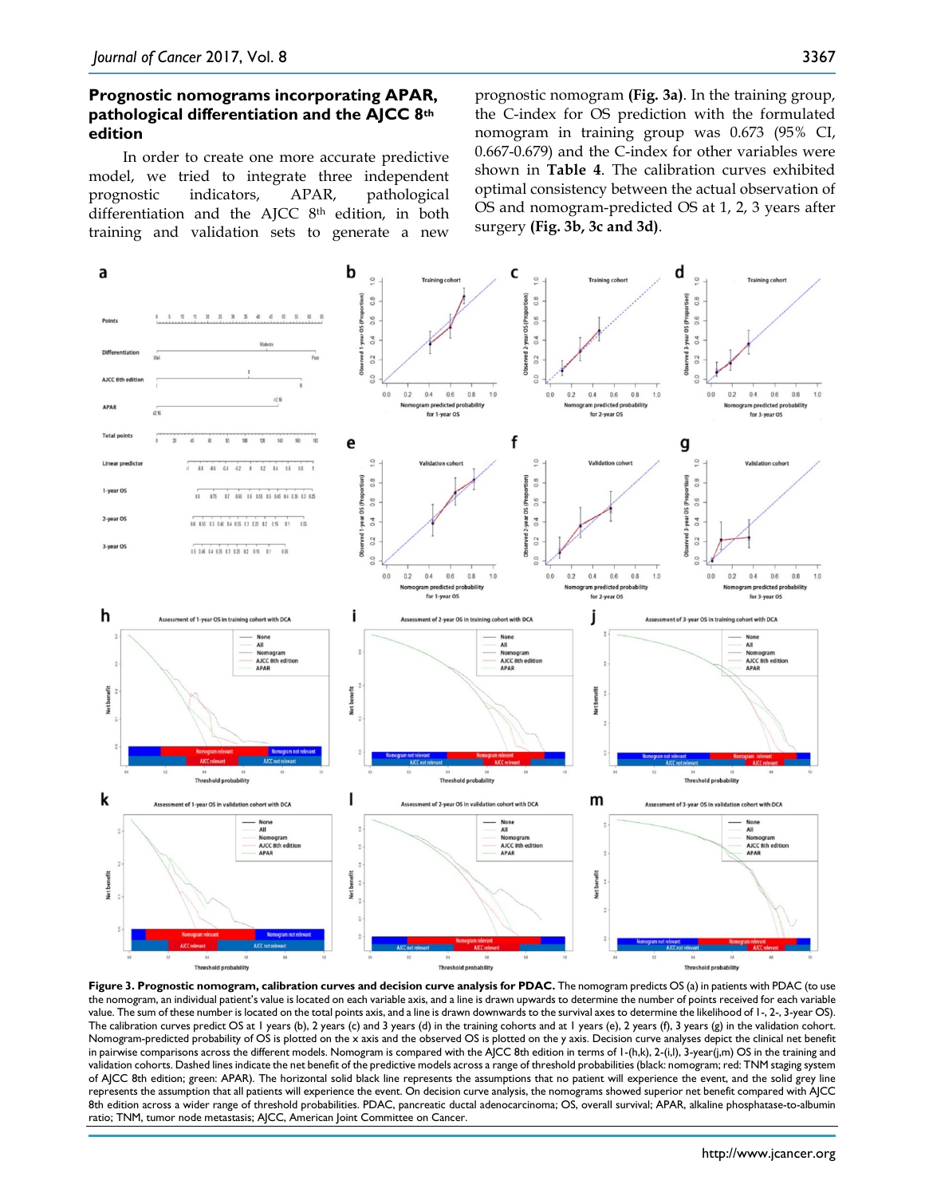### Prognostic nomograms incorporating APAR, pathological differentiation and the AJCC 8th edition

In order to create one more accurate predictive model, we tried to integrate three independent prognostic indicators, APAR, pathological differentiation and the AJCC 8th edition, in both training and validation sets to generate a new prognostic nomogram **(Fig. 3a)**. In the training group, the C-index for OS prediction with the formulated nomogram in training group was 0.673 (95% CI, 0.667-0.679) and the C-index for other variables were shown in **Table 4**. The calibration curves exhibited optimal consistency between the actual observation of OS and nomogram-predicted OS at 1, 2, 3 years after surgery **(Fig. 3b, 3c and 3d)**.

**Figure 3. Prognostic nomogram, calibration curves and decision curve analysis for PDAC.** The nomogram predicts OS (a) in patients with PDAC (to use the nomogram, an individual patient's value is located on each variable axis, and a line is drawn upwards to determine the number of points received for each variable value. The sum of these number is located on the total points axis, and a line is drawn downwards to the survival axes to determine the likelihood of 1-, 2-, 3-year OS). The calibration curves predict OS at 1 years (b), 2 years (c) and 3 years (d) in the training cohorts and at 1 years (e), 2 years (f), 3 years (g) in the validation cohort. Nomogram-predicted probability of OS is plotted on the x axis and the observed OS is plotted on the y axis. Decision curve analyses depict the clinical net benefit in pairwise comparisons across the different models. Nomogram is compared with the AJCC 8th edition in terms of 1-(h,k), 2-(i,l), 3-year(j,m) OS in the training and validation cohorts. Dashed lines indicate the net benefit of the predictive models across a range of threshold probabilities (black: nomogram; red: TNM staging system of AJCC 8th edition; green: APAR). The horizontal solid black line represents the assumptions that no patient will experience the event, and the solid grey line represents the assumption that all patients will experience the event. On decision curve analysis, the nomograms showed superior net benefit compared with AJCC 8th edition across a wider range of threshold probabilities. PDAC, pancreatic ductal adenocarcinoma; OS, overall survival; APAR, alkaline phosphatase-to-albumin ratio; TNM, tumor node metastasis; AJCC, American Joint Committee on Cancer.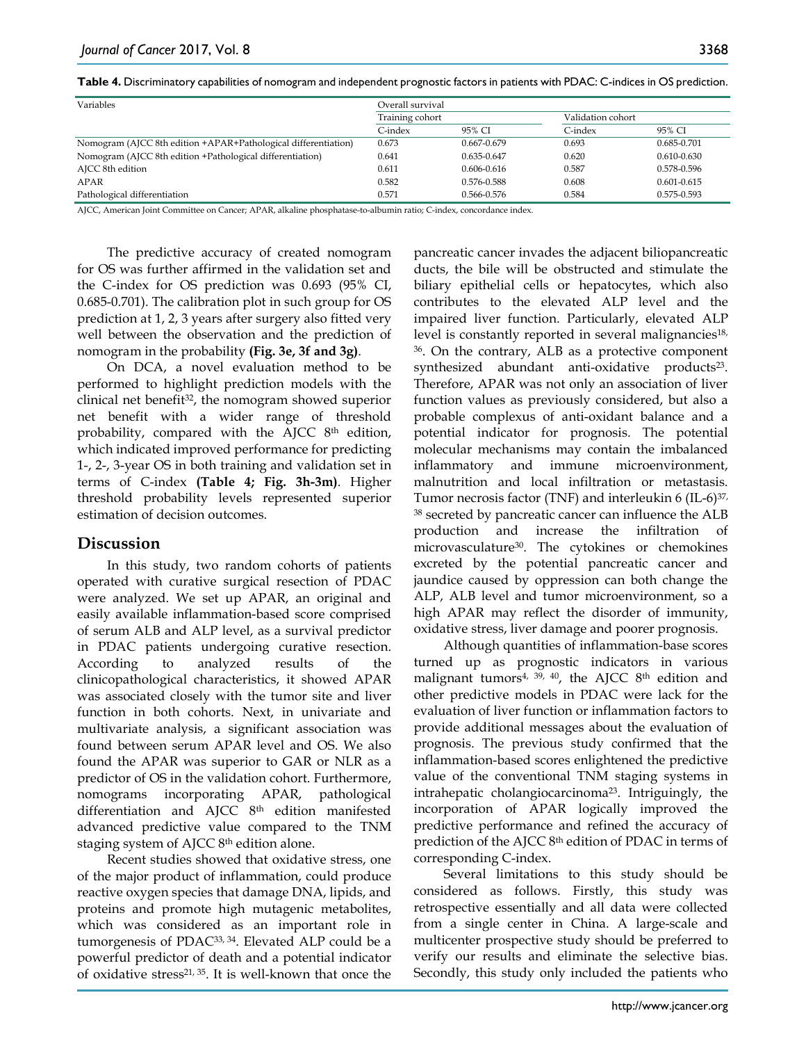**Table 4.** Discriminatory capabilities of nomogram and independent prognostic factors in patients with PDAC: C-indices in OS prediction.

| Variables | Overall survival | | | |
|---|---|---|---|---|
| | Training cohort | | Validation cohort | |
| | C-index | 95% CI | C-index | 95% CI |
| Nomogram (AJCC 8th edition +APAR+Pathological differentiation) | 0.673 | 0.667-0.679 | 0.693 | 0.685-0.701 |
| Nomogram (AJCC 8th edition +Pathological differentiation) | 0.641 | 0.635-0.647 | 0.620 | 0.610-0.630 |
| AJCC 8th edition | 0.611 | 0.606-0.616 | 0.587 | 0.578-0.596 |
| APAR | 0.582 | 0.576-0.588 | 0.608 | 0.601-0.615 |
| Pathological differentiation | 0.571 | 0.566-0.576 | 0.584 | 0.575-0.593 |

AJCC, American Joint Committee on Cancer; APAR, alkaline phosphatase-to-albumin ratio; C-index, concordance index.

The predictive accuracy of created nomogram for OS was further affirmed in the validation set and the C-index for OS prediction was 0.693 (95% CI, 0.685-0.701). The calibration plot in such group for OS prediction at 1, 2, 3 years after surgery also fitted very well between the observation and the prediction of nomogram in the probability **(Fig. 3e, 3f and 3g)**.

On DCA, a novel evaluation method to be performed to highlight prediction models with the clinical net benefit[32], the nomogram showed superior net benefit with a wider range of threshold probability, compared with the AJCC 8th edition, which indicated improved performance for predicting 1-, 2-, 3-year OS in both training and validation set in terms of C-index **(Table 4; Fig. 3h-3m)**. Higher threshold probability levels represented superior estimation of decision outcomes.

## Discussion

In this study, two random cohorts of patients operated with curative surgical resection of PDAC were analyzed. We set up APAR, an original and easily available inflammation-based score comprised of serum ALB and ALP level, as a survival predictor in PDAC patients undergoing curative resection. According to analyzed results of the clinicopathological characteristics, it showed APAR was associated closely with the tumor site and liver function in both cohorts. Next, in univariate and multivariate analysis, a significant association was found between serum APAR level and OS. We also found the APAR was superior to GAR or NLR as a predictor of OS in the validation cohort. Furthermore, nomograms incorporating APAR, pathological differentiation and AJCC 8th edition manifested advanced predictive value compared to the TNM staging system of AJCC 8th edition alone.

Recent studies showed that oxidative stress, one of the major product of inflammation, could produce reactive oxygen species that damage DNA, lipids, and proteins and promote high mutagenic metabolites, which was considered as an important role in tumorgenesis of PDAC[33, 34]. Elevated ALP could be a powerful predictor of death and a potential indicator of oxidative stress[21, 35]. It is well-known that once the pancreatic cancer invades the adjacent biliopancreatic ducts, the bile will be obstructed and stimulate the biliary epithelial cells or hepatocytes, which also contributes to the elevated ALP level and the impaired liver function. Particularly, elevated ALP level is constantly reported in several malignancies[18, 36]. On the contrary, ALB as a protective component synthesized abundant anti-oxidative products[23]. Therefore, APAR was not only an association of liver function values as previously considered, but also a probable complexus of anti-oxidant balance and a potential indicator for prognosis. The potential molecular mechanisms may contain the imbalanced inflammatory and immune microenvironment, malnutrition and local infiltration or metastasis. Tumor necrosis factor (TNF) and interleukin 6 (IL-6)[37, 38] secreted by pancreatic cancer can influence the ALB production and increase the infiltration of microvasculature[30]. The cytokines or chemokines excreted by the potential pancreatic cancer and jaundice caused by oppression can both change the ALP, ALB level and tumor microenvironment, so a high APAR may reflect the disorder of immunity, oxidative stress, liver damage and poorer prognosis.

Although quantities of inflammation-base scores turned up as prognostic indicators in various malignant tumors[4, 39, 40], the AJCC 8th edition and other predictive models in PDAC were lack for the evaluation of liver function or inflammation factors to provide additional messages about the evaluation of prognosis. The previous study confirmed that the inflammation-based scores enlightened the predictive value of the conventional TNM staging systems in intrahepatic cholangiocarcinoma[23]. Intriguingly, the incorporation of APAR logically improved the predictive performance and refined the accuracy of prediction of the AJCC 8th edition of PDAC in terms of corresponding C-index.

Several limitations to this study should be considered as follows. Firstly, this study was retrospective essentially and all data were collected from a single center in China. A large-scale and multicenter prospective study should be preferred to verify our results and eliminate the selective bias. Secondly, this study only included the patients who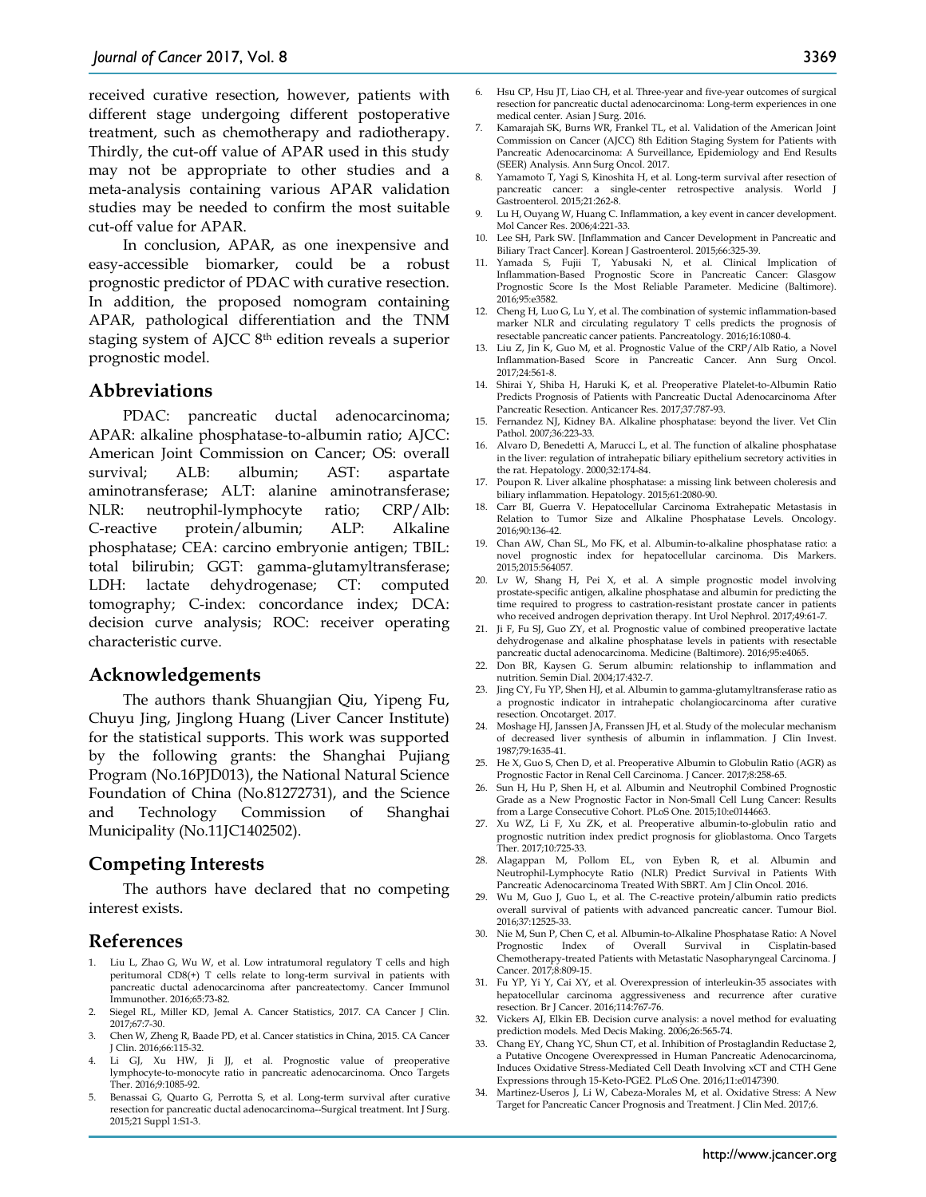received curative resection, however, patients with different stage undergoing different postoperative treatment, such as chemotherapy and radiotherapy. Thirdly, the cut-off value of APAR used in this study may not be appropriate to other studies and a meta-analysis containing various APAR validation studies may be needed to confirm the most suitable cut-off value for APAR.

In conclusion, APAR, as one inexpensive and easy-accessible biomarker, could be a robust prognostic predictor of PDAC with curative resection. In addition, the proposed nomogram containing APAR, pathological differentiation and the TNM staging system of AJCC 8th edition reveals a superior prognostic model.

## Abbreviations

PDAC: pancreatic ductal adenocarcinoma; APAR: alkaline phosphatase-to-albumin ratio; AJCC: American Joint Commission on Cancer; OS: overall survival; ALB: albumin; AST: aspartate aminotransferase; ALT: alanine aminotransferase; NLR: neutrophil-lymphocyte ratio; CRP/Alb: C-reactive protein/albumin; ALP: Alkaline phosphatase; CEA: carcino embryonie antigen; TBIL: total bilirubin; GGT: gamma-glutamyltransferase; LDH: lactate dehydrogenase; CT: computed tomography; C-index: concordance index; DCA: decision curve analysis; ROC: receiver operating characteristic curve.

## Acknowledgements

The authors thank Shuangjian Qiu, Yipeng Fu, Chuyu Jing, Jinglong Huang (Liver Cancer Institute) for the statistical supports. This work was supported by the following grants: the Shanghai Pujiang Program (No.16PJD013), the National Natural Science Foundation of China (No.81272731), and the Science and Technology Commission of Shanghai Municipality (No.11JC1402502).

## Competing Interests

The authors have declared that no competing interest exists.

## References

1. Liu L, Zhao G, Wu W, et al. Low intratumoral regulatory T cells and high peritumoral CD8(+) T cells relate to long-term survival in patients with pancreatic ductal adenocarcinoma after pancreatectomy. Cancer Immunol Immunother. 2016;65:73-82.
2. Siegel RL, Miller KD, Jemal A. Cancer Statistics, 2017. CA Cancer J Clin. 2017;67:7-30.
3. Chen W, Zheng R, Baade PD, et al. Cancer statistics in China, 2015. CA Cancer J Clin. 2016;66:115-32.
4. Li GJ, Xu HW, Ji JJ, et al. Prognostic value of preoperative lymphocyte-to-monocyte ratio in pancreatic adenocarcinoma. Onco Targets Ther. 2016;9:1085-92.
5. Benassai G, Quarto G, Perrotta S, et al. Long-term survival after curative resection for pancreatic ductal adenocarcinoma--Surgical treatment. Int J Surg. 2015;21 Suppl 1:S1-3.
6. Hsu CP, Hsu JT, Liao CH, et al. Three-year and five-year outcomes of surgical resection for pancreatic ductal adenocarcinoma: Long-term experiences in one medical center. Asian J Surg. 2016.
7. Kamarajah SK, Burns WR, Frankel TL, et al. Validation of the American Joint Commission on Cancer (AJCC) 8th Edition Staging System for Patients with Pancreatic Adenocarcinoma: A Surveillance, Epidemiology and End Results (SEER) Analysis. Ann Surg Oncol. 2017.
8. Yamamoto T, Yagi S, Kinoshita H, et al. Long-term survival after resection of pancreatic cancer: a single-center retrospective analysis. World J Gastroenterol. 2015;21:262-8.
9. Lu H, Ouyang W, Huang C. Inflammation, a key event in cancer development. Mol Cancer Res. 2006;4:221-33.
10. Lee SH, Park SW. [Inflammation and Cancer Development in Pancreatic and Biliary Tract Cancer]. Korean J Gastroenterol. 2015;66:325-39.
11. Yamada S, Fujii T, Yabusaki N, et al. Clinical Implication of Inflammation-Based Prognostic Score in Pancreatic Cancer: Glasgow Prognostic Score Is the Most Reliable Parameter. Medicine (Baltimore). 2016;95:e3582.
12. Cheng H, Luo G, Lu Y, et al. The combination of systemic inflammation-based marker NLR and circulating regulatory T cells predicts the prognosis of resectable pancreatic cancer patients. Pancreatology. 2016;16:1080-4.
13. Liu Z, Jin K, Guo M, et al. Prognostic Value of the CRP/Alb Ratio, a Novel Inflammation-Based Score in Pancreatic Cancer. Ann Surg Oncol. 2017;24:561-8.
14. Shirai Y, Shiba H, Haruki K, et al. Preoperative Platelet-to-Albumin Ratio Predicts Prognosis of Patients with Pancreatic Ductal Adenocarcinoma After Pancreatic Resection. Anticancer Res. 2017;37:787-93.
15. Fernandez NJ, Kidney BA. Alkaline phosphatase: beyond the liver. Vet Clin Pathol. 2007;36:223-33.
16. Alvaro D, Benedetti A, Marucci L, et al. The function of alkaline phosphatase in the liver: regulation of intrahepatic biliary epithelium secretory activities in the rat. Hepatology. 2000;32:174-84.
17. Poupon R. Liver alkaline phosphatase: a missing link between choleresis and biliary inflammation. Hepatology. 2015;61:2080-90.
18. Carr BI, Guerra V. Hepatocellular Carcinoma Extrahepatic Metastasis in Relation to Tumor Size and Alkaline Phosphatase Levels. Oncology. 2016;90:136-42.
19. Chan AW, Chan SL, Mo FK, et al. Albumin-to-alkaline phosphatase ratio: a novel prognostic index for hepatocellular carcinoma. Dis Markers. 2015;2015:564057.
20. Lv W, Shang H, Pei X, et al. A simple prognostic model involving prostate-specific antigen, alkaline phosphatase and albumin for predicting the time required to progress to castration-resistant prostate cancer in patients who received androgen deprivation therapy. Int Urol Nephrol. 2017;49:61-7.
21. Ji F, Fu SJ, Guo ZY, et al. Prognostic value of combined preoperative lactate dehydrogenase and alkaline phosphatase levels in patients with resectable pancreatic ductal adenocarcinoma. Medicine (Baltimore). 2016;95:e4065.
22. Don BR, Kaysen G. Serum albumin: relationship to inflammation and nutrition. Semin Dial. 2004;17:432-7.
23. Jing CY, Fu YP, Shen HJ, et al. Albumin to gamma-glutamyltransferase ratio as a prognostic indicator in intrahepatic cholangiocarcinoma after curative resection. Oncotarget. 2017.
24. Moshage HJ, Janssen JA, Franssen JH, et al. Study of the molecular mechanism of decreased liver synthesis of albumin in inflammation. J Clin Invest. 1987;79:1635-41.
25. He X, Guo S, Chen D, et al. Preoperative Albumin to Globulin Ratio (AGR) as Prognostic Factor in Renal Cell Carcinoma. J Cancer. 2017;8:258-65.
26. Sun H, Hu P, Shen H, et al. Albumin and Neutrophil Combined Prognostic Grade as a New Prognostic Factor in Non-Small Cell Lung Cancer: Results from a Large Consecutive Cohort. PLoS One. 2015;10:e0144663.
27. Xu WZ, Li F, Xu ZK, et al. Preoperative albumin-to-globulin ratio and prognostic nutrition index predict prognosis for glioblastoma. Onco Targets Ther. 2017;10:725-33.
28. Alagappan M, Pollom EL, von Eyben R, et al. Albumin and Neutrophil-Lymphocyte Ratio (NLR) Predict Survival in Patients With Pancreatic Adenocarcinoma Treated With SBRT. Am J Clin Oncol. 2016.
29. Wu M, Guo J, Guo L, et al. The C-reactive protein/albumin ratio predicts overall survival of patients with advanced pancreatic cancer. Tumour Biol. 2016;37:12525-33.
30. Nie M, Sun P, Chen C, et al. Albumin-to-Alkaline Phosphatase Ratio: A Novel Prognostic Index of Overall Survival in Cisplatin-based Chemotherapy-treated Patients with Metastatic Nasopharyngeal Carcinoma. J Cancer. 2017;8:809-15.
31. Fu YP, Yi Y, Cai XY, et al. Overexpression of interleukin-35 associates with hepatocellular carcinoma aggressiveness and recurrence after curative resection. Br J Cancer. 2016;114:767-76.
32. Vickers AJ, Elkin EB. Decision curve analysis: a novel method for evaluating prediction models. Med Decis Making. 2006;26:565-74.
33. Chang EY, Chang YC, Shun CT, et al. Inhibition of Prostaglandin Reductase 2, a Putative Oncogene Overexpressed in Human Pancreatic Adenocarcinoma, Induces Oxidative Stress-Mediated Cell Death Involving xCT and CTH Gene Expressions through 15-Keto-PGE2. PLoS One. 2016;11:e0147390.
34. Martinez-Useros J, Li W, Cabeza-Morales M, et al. Oxidative Stress: A New Target for Pancreatic Cancer Prognosis and Treatment. J Clin Med. 2017;6.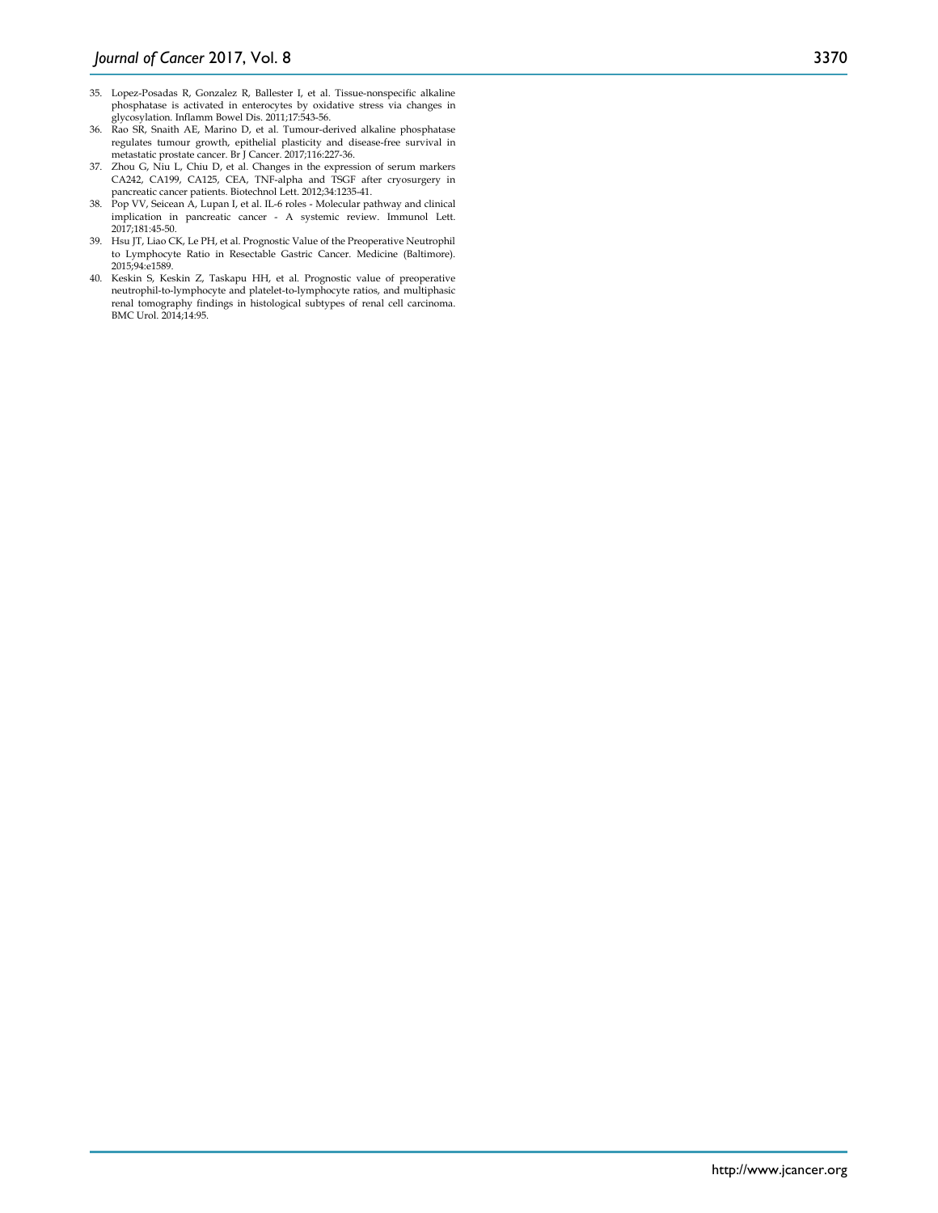35. Lopez-Posadas R, Gonzalez R, Ballester I, et al. Tissue-nonspecific alkaline phosphatase is activated in enterocytes by oxidative stress via changes in glycosylation. Inflamm Bowel Dis. 2011;17:543-56.
36. Rao SR, Snaith AE, Marino D, et al. Tumour-derived alkaline phosphatase regulates tumour growth, epithelial plasticity and disease-free survival in metastatic prostate cancer. Br J Cancer. 2017;116:227-36.
37. Zhou G, Niu L, Chiu D, et al. Changes in the expression of serum markers CA242, CA199, CA125, CEA, TNF-alpha and TSGF after cryosurgery in pancreatic cancer patients. Biotechnol Lett. 2012;34:1235-41.
38. Pop VV, Seicean A, Lupan I, et al. IL-6 roles - Molecular pathway and clinical implication in pancreatic cancer - A systemic review. Immunol Lett. 2017;181:45-50.
39. Hsu JT, Liao CK, Le PH, et al. Prognostic Value of the Preoperative Neutrophil to Lymphocyte Ratio in Resectable Gastric Cancer. Medicine (Baltimore). 2015;94:e1589.
40. Keskin S, Keskin Z, Taskapu HH, et al. Prognostic value of preoperative neutrophil-to-lymphocyte and platelet-to-lymphocyte ratios, and multiphasic renal tomography findings in histological subtypes of renal cell carcinoma. BMC Urol. 2014;14:95.